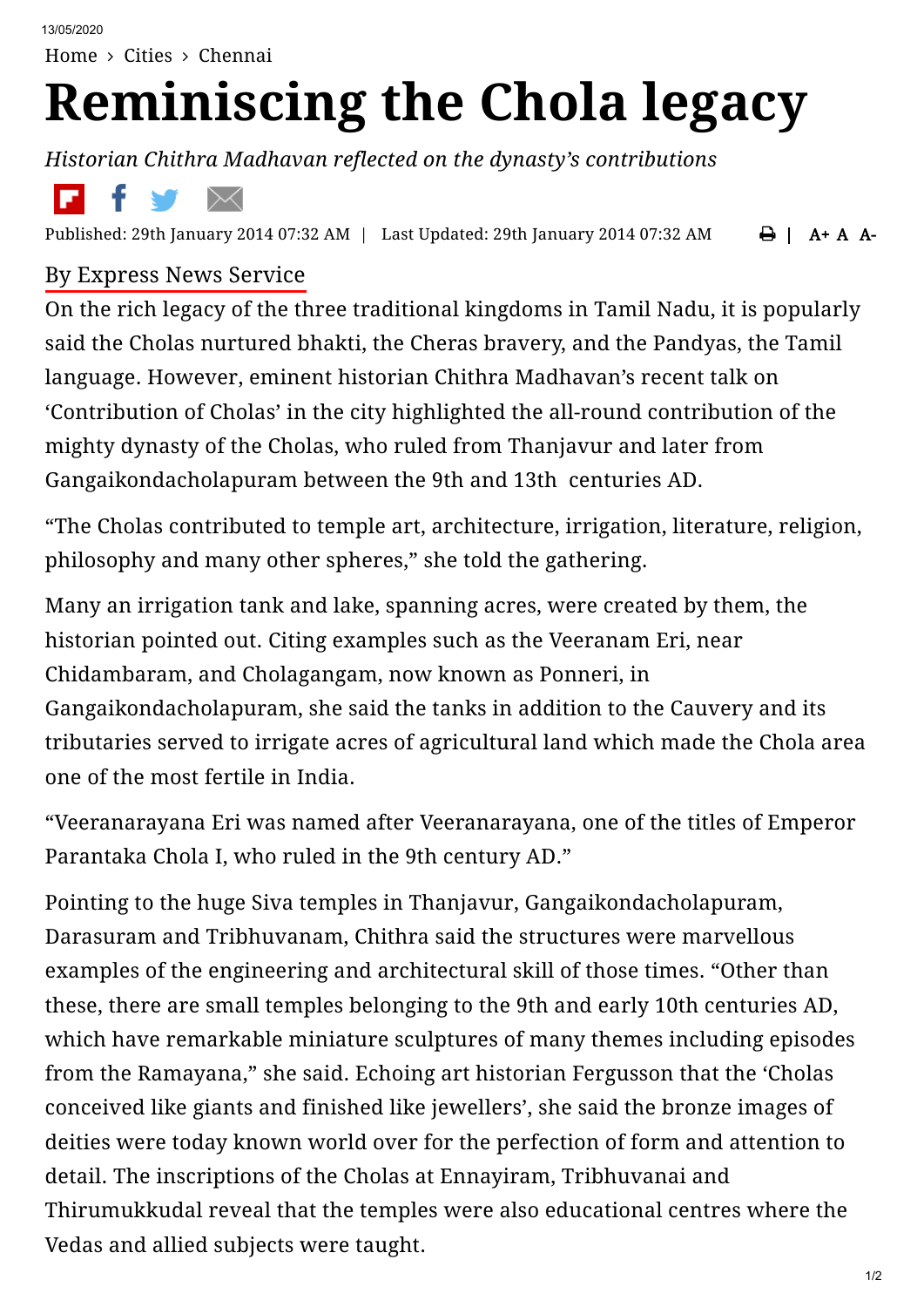Home › Cities › Chennai

# Reminiscing the Chola legacy

*Historian Chithra Madhavan reflected on the dynasty's contributions*

Published: 29th January 2014 07:32 AM | Last Updated: 29th January 2014 07:32 AM

By Express News Service

On the rich legacy of the three traditional kingdoms in Tamil Nadu, it is popularly said the Cholas nurtured bhakti, the Cheras bravery, and the Pandyas, the Tamil language. However, eminent historian Chithra Madhavan's recent talk on 'Contribution of Cholas' in the city highlighted the all-round contribution of the mighty dynasty of the Cholas, who ruled from Thanjavur and later from Gangaikondacholapuram between the 9th and 13th centuries AD.

"The Cholas contributed to temple art, architecture, irrigation, literature, religion, philosophy and many other spheres," she told the gathering.

Many an irrigation tank and lake, spanning acres, were created by them, the historian pointed out. Citing examples such as the Veeranam Eri, near Chidambaram, and Cholagangam, now known as Ponneri, in Gangaikondacholapuram, she said the tanks in addition to the Cauvery and its tributaries served to irrigate acres of agricultural land which made the Chola area one of the most fertile in India.

"Veeranarayana Eri was named after Veeranarayana, one of the titles of Emperor Parantaka Chola I, who ruled in the 9th century AD."

Pointing to the huge Siva temples in Thanjavur, Gangaikondacholapuram, Darasuram and Tribhuvanam, Chithra said the structures were marvellous examples of the engineering and architectural skill of those times. "Other than these, there are small temples belonging to the 9th and early 10th centuries AD, which have remarkable miniature sculptures of many themes including episodes from the Ramayana," she said. Echoing art historian Fergusson that the 'Cholas conceived like giants and finished like jewellers', she said the bronze images of deities were today known world over for the perfection of form and attention to detail. The inscriptions of the Cholas at Ennayiram, Tribhuvanai and Thirumukkudal reveal that the temples were also educational centres where the Vedas and allied subjects were taught.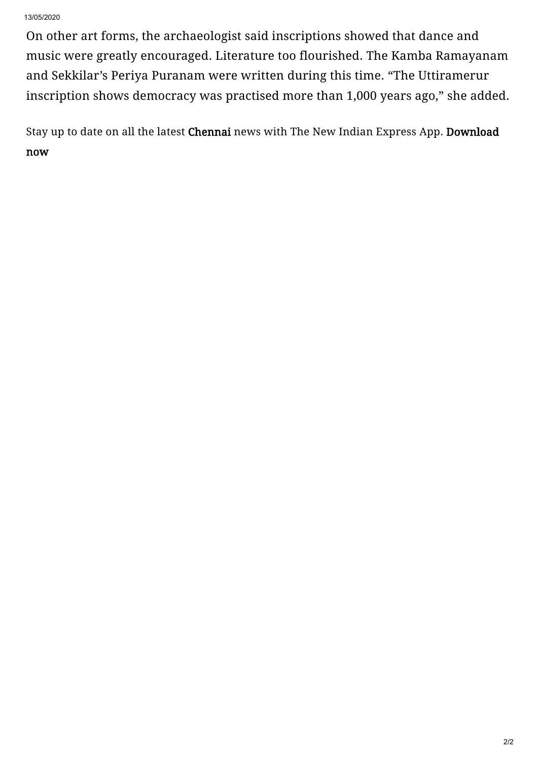On other art forms, the archaeologist said inscriptions showed that dance and music were greatly encouraged. Literature too flourished. The Kamba Ramayanam and Sekkilar's Periya Puranam were written during this time. "The Uttiramerur inscription shows democracy was practised more than 1,000 years ago," she added.

Stay up to date on all the latest Chennai news with The New Indian Express App. Download now